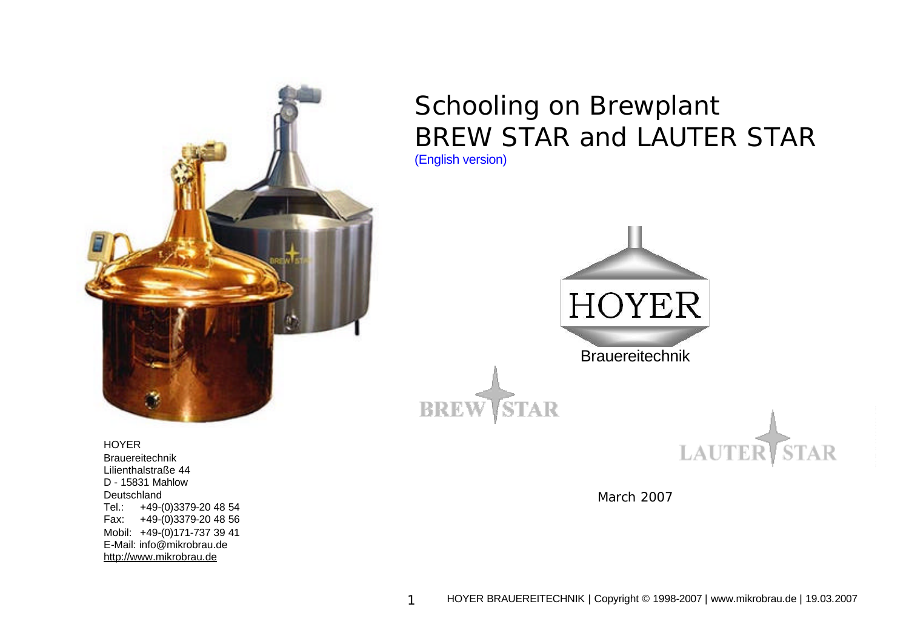# Schooling on Brewplant BREW STAR and LAUTER STAR

(English version)

HOYER

Brauereitechnik

BREW STAR

LAUTER STAR

March 2007

HOYER
Brauereitechnik
Lilienthalstraße 44
D - 15831 Mahlow
Deutschland
Tel.: +49-(0)3379-20 48 54
Fax: +49-(0)3379-20 48 56
Mobil: +49-(0)171-737 39 41
E-Mail: info@mikrobrau.de
http://www.mikrobrau.de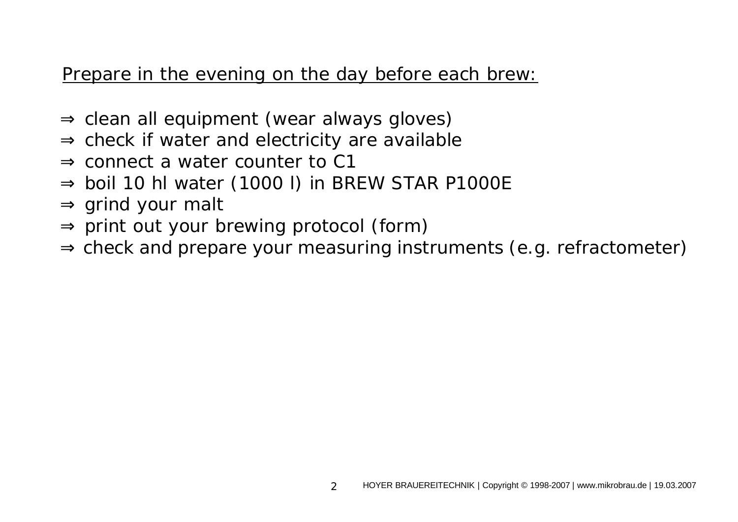Prepare in the evening on the day before each brew:

- ⇒ clean all equipment (wear always gloves)
- ⇒ check if water and electricity are available
- ⇒ connect a water counter to C1
- ⇒ boil 10 hl water (1000 l) in BREW STAR P1000E
- ⇒ grind your malt
- ⇒ print out your brewing protocol (form)
- ⇒ check and prepare your measuring instruments (e.g. refractometer)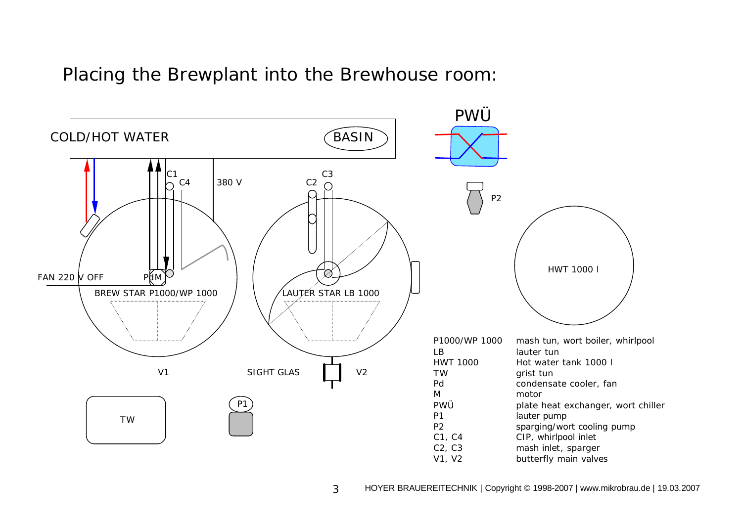# Placing the Brewplant into the Brewhouse room:

COLD/HOT WATER

BASIN

PWÜ

P2

C1

C4

380 V

C2

C3

FAN 220 V OFF

PdM

BREW STAR P1000/WP 1000

LAUTER STAR LB 1000

HWT 1000 l

V1

SIGHT GLAS

V2

TW

P1

| | |
|---|---|
| P1000/WP 1000 | mash tun, wort boiler, whirlpool |
| LB | lauter tun |
| HWT 1000 | Hot water tank 1000 l |
| TW | grist tun |
| Pd | condensate cooler, fan |
| M | motor |
| PWÜ | plate heat exchanger, wort chiller |
| P1 | lauter pump |
| P2 | sparging/wort cooling pump |
| C1, C4 | CIP, whirlpool inlet |
| C2, C3 | mash inlet, sparger |
| V1, V2 | butterfly main valves |

HOYER BRAUEREITECHNIK | Copyright © 1998-2007 | www.mikrobrau.de | 19.03.2007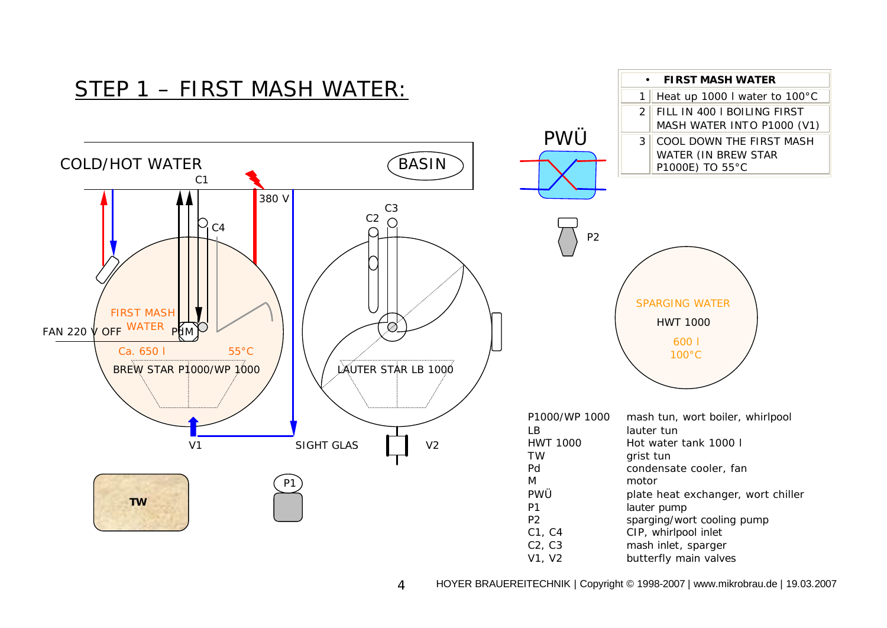# STEP 1 – FIRST MASH WATER:

| • | FIRST MASH WATER |
|---|---|
| 1 | Heat up 1000 l water to 100°C |
| 2 | FILL IN 400 l BOILING FIRST MASH WATER INTO P1000 (V1) |
| 3 | COOL DOWN THE FIRST MASH WATER (IN BREW STAR P1000E) TO 55°C |

COLD/HOT WATER

BASIN

C1

380 V

C2

C3

C4

PWÜ

P2

FAN 220 V OFF

FIRST MASH WATER

Pd M

Ca. 650 l

55°C

BREW STAR P1000/WP 1000

LAUTER STAR LB 1000

SPARGING WATER

HWT 1000

600 l

100°C

V1

SIGHT GLAS

V2

TW

P1

| | |
|---|---|
| P1000/WP 1000 | mash tun, wort boiler, whirlpool |
| LB | lauter tun |
| HWT 1000 | Hot water tank 1000 l |
| TW | grist tun |
| Pd | condensate cooler, fan |
| M | motor |
| PWÜ | plate heat exchanger, wort chiller |
| P1 | lauter pump |
| P2 | sparging/wort cooling pump |
| C1, C4 | CIP, whirlpool inlet |
| C2, C3 | mash inlet, sparger |
| V1, V2 | butterfly main valves |

HOYER BRAUEREITECHNIK | Copyright © 1998-2007 | www.mikrobrau.de | 19.03.2007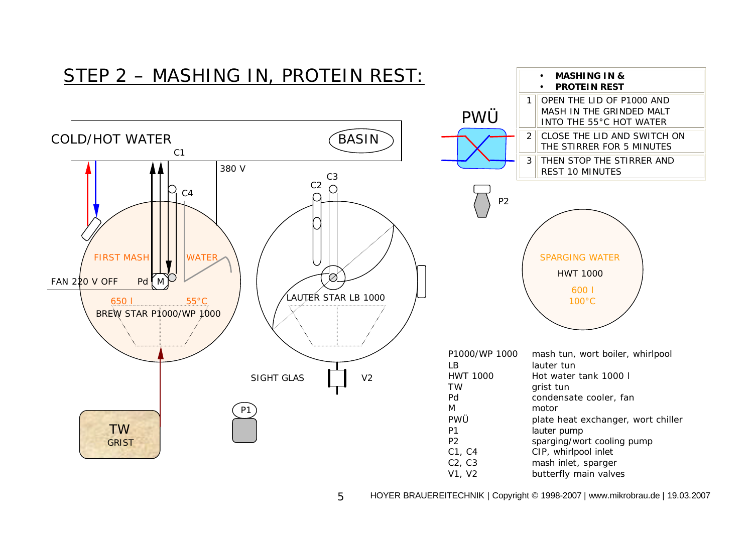# STEP 2 – MASHING IN, PROTEIN REST:

| | • **MASHING IN &**<br>• **PROTEIN REST** |
|---|---|
| 1 | OPEN THE LID OF P1000 AND MASH IN THE GRINDED MALT INTO THE 55°C HOT WATER |
| 2 | CLOSE THE LID AND SWITCH ON THE STIRRER FOR 5 MINUTES |
| 3 | THEN STOP THE STIRRER AND REST 10 MINUTES |

COLD/HOT WATER

BASIN

C1

380 V

C4

C2

C3

PWÜ

P2

FIRST MASH

WATER

FAN 220 V OFF

Pd

M

650 l

55°C

BREW STAR P1000/WP 1000

LAUTER STAR LB 1000

SPARGING WATER

HWT 1000

600 l

100°C

SIGHT GLAS

V2

P1

TW

GRIST

| | |
|---|---|
| P1000/WP 1000 | mash tun, wort boiler, whirlpool |
| LB | lauter tun |
| HWT 1000 | Hot water tank 1000 l |
| TW | grist tun |
| Pd | condensate cooler, fan |
| M | motor |
| PWÜ | plate heat exchanger, wort chiller |
| P1 | lauter pump |
| P2 | sparging/wort cooling pump |
| C1, C4 | CIP, whirlpool inlet |
| C2, C3 | mash inlet, sparger |
| V1, V2 | butterfly main valves |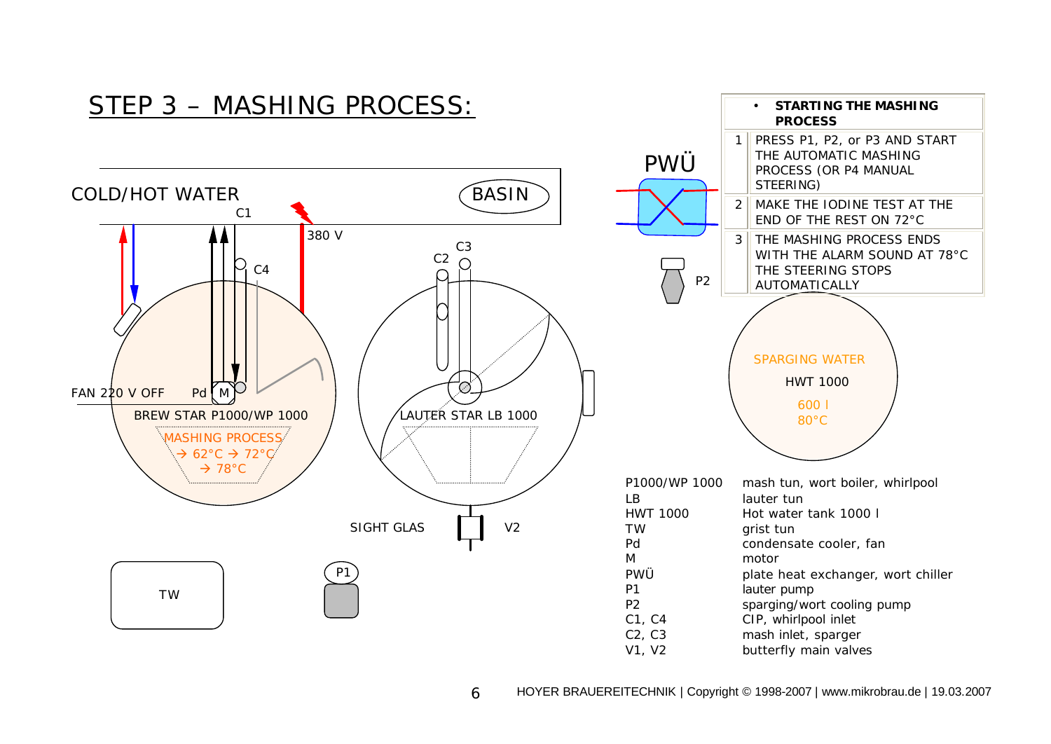# STEP 3 – MASHING PROCESS:

| • **STARTING THE MASHING PROCESS** | |
|---|---|
| 1 | PRESS P1, P2, or P3 AND START THE AUTOMATIC MASHING PROCESS (OR P4 MANUAL STEERING) |
| 2 | MAKE THE IODINE TEST AT THE END OF THE REST ON 72°C |
| 3 | THE MASHING PROCESS ENDS WITH THE ALARM SOUND AT 78°C THE STEERING STOPS AUTOMATICALLY |

COLD/HOT WATER

BASIN

C1

380 V

C4

C2

C3

PWÜ

P2

FAN 220 V OFF

Pd

M

BREW STAR P1000/WP 1000

MASHING PROCESS
→ 62°C → 72°C
→ 78°C

LAUTER STAR LB 1000

SPARGING WATER
HWT 1000
600 l
80°C

SIGHT GLAS

V2

TW

P1

| | |
|---|---|
| P1000/WP 1000 | mash tun, wort boiler, whirlpool |
| LB | lauter tun |
| HWT 1000 | Hot water tank 1000 l |
| TW | grist tun |
| Pd | condensate cooler, fan |
| M | motor |
| PWÜ | plate heat exchanger, wort chiller |
| P1 | lauter pump |
| P2 | sparging/wort cooling pump |
| C1, C4 | CIP, whirlpool inlet |
| C2, C3 | mash inlet, sparger |
| V1, V2 | butterfly main valves |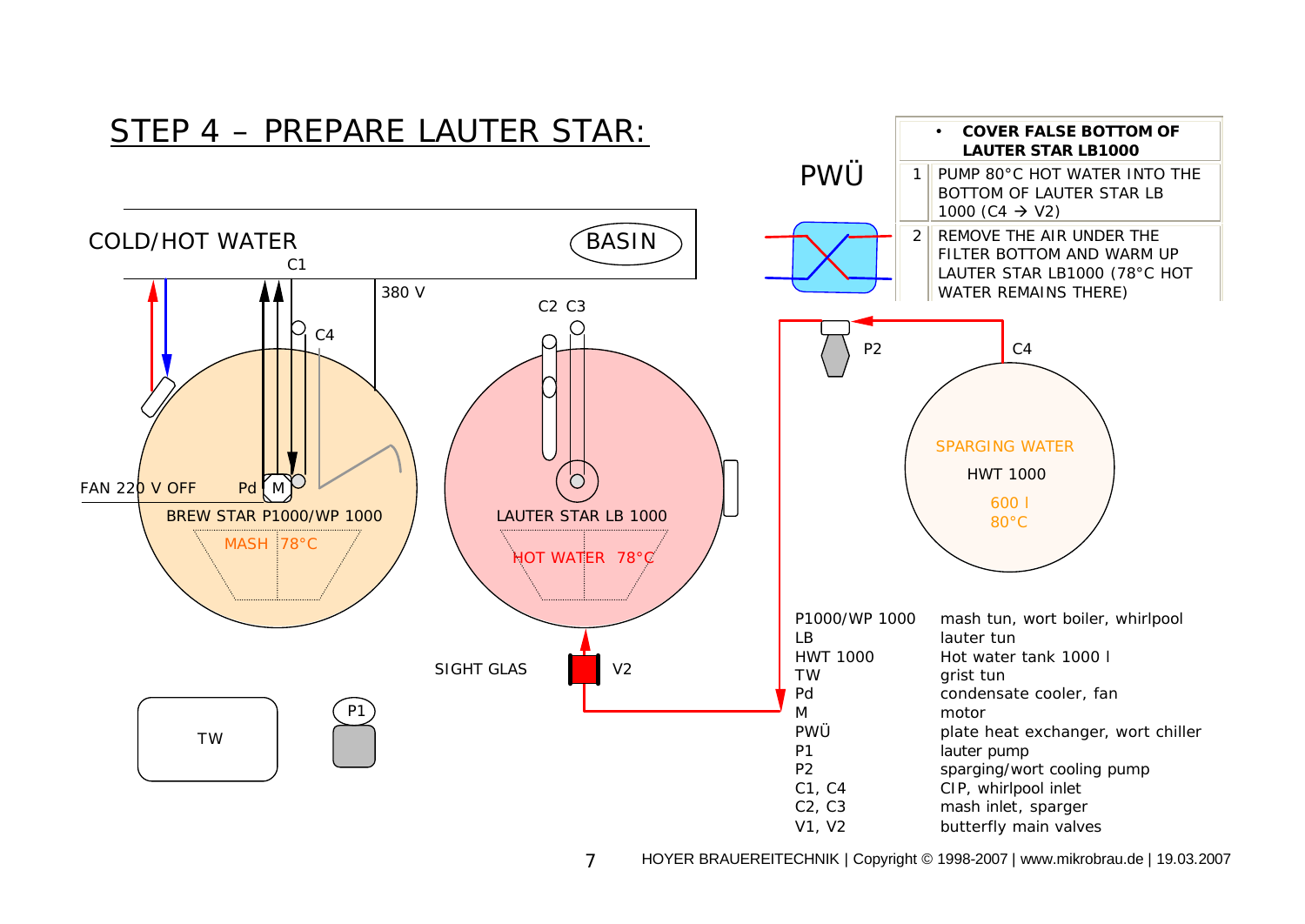# STEP 4 – PREPARE LAUTER STAR:

- **COVER FALSE BOTTOM OF LAUTER STAR LB1000**

| | |
|---|---|
| 1 | PUMP 80°C HOT WATER INTO THE BOTTOM OF LAUTER STAR LB 1000 (C4 → V2) |
| 2 | REMOVE THE AIR UNDER THE FILTER BOTTOM AND WARM UP LAUTER STAR LB1000 (78°C HOT WATER REMAINS THERE) |

PWÜ

COLD/HOT WATER

BASIN

C1

380 V

C4

C2 C3

P2

C4

FAN 220 V OFF

Pd

M

BREW STAR P1000/WP 1000

MASH 78°C

LAUTER STAR LB 1000

HOT WATER 78°C

SPARGING WATER

HWT 1000

600 l

80°C

SIGHT GLAS

V2

TW

P1

| | |
|---|---|
| P1000/WP 1000 | mash tun, wort boiler, whirlpool |
| LB | lauter tun |
| HWT 1000 | Hot water tank 1000 l |
| TW | grist tun |
| Pd | condensate cooler, fan |
| M | motor |
| PWÜ | plate heat exchanger, wort chiller |
| P1 | lauter pump |
| P2 | sparging/wort cooling pump |
| C1, C4 | CIP, whirlpool inlet |
| C2, C3 | mash inlet, sparger |
| V1, V2 | butterfly main valves |

HOYER BRAUEREITECHNIK | Copyright © 1998-2007 | www.mikrobrau.de | 19.03.2007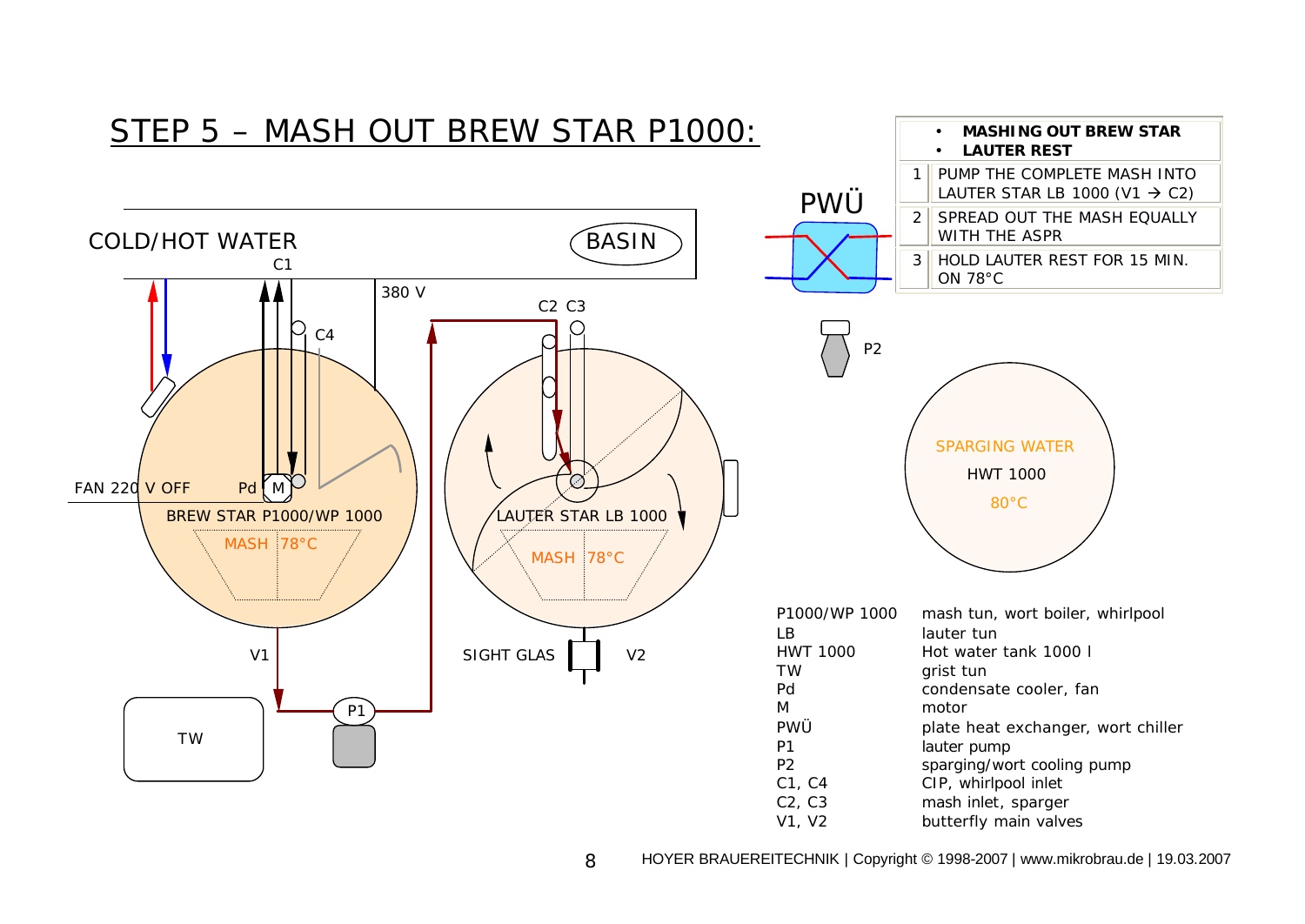# STEP 5 – MASH OUT BREW STAR P1000:

- **MASHING OUT BREW STAR**
- **LAUTER REST**

| | |
|---|---|
| 1 | PUMP THE COMPLETE MASH INTO LAUTER STAR LB 1000 (V1 → C2) |
| 2 | SPREAD OUT THE MASH EQUALLY WITH THE ASPR |
| 3 | HOLD LAUTER REST FOR 15 MIN. ON 78°C |

COLD/HOT WATER

BASIN

C1

C4

380 V

C2 C3

PWÜ

P2

FAN 220 V OFF

Pd

M

BREW STAR P1000/WP 1000

MASH 78°C

LAUTER STAR LB 1000

MASH 78°C

SPARGING WATER

HWT 1000

80°C

V1

SIGHT GLAS

V2

TW

P1

| | |
|---|---|
| P1000/WP 1000 | mash tun, wort boiler, whirlpool |
| LB | lauter tun |
| HWT 1000 | Hot water tank 1000 l |
| TW | grist tun |
| Pd | condensate cooler, fan |
| M | motor |
| PWÜ | plate heat exchanger, wort chiller |
| P1 | lauter pump |
| P2 | sparging/wort cooling pump |
| C1, C4 | CIP, whirlpool inlet |
| C2, C3 | mash inlet, sparger |
| V1, V2 | butterfly main valves |

HOYER BRAUEREITECHNIK | Copyright © 1998-2007 | www.mikrobrau.de | 19.03.2007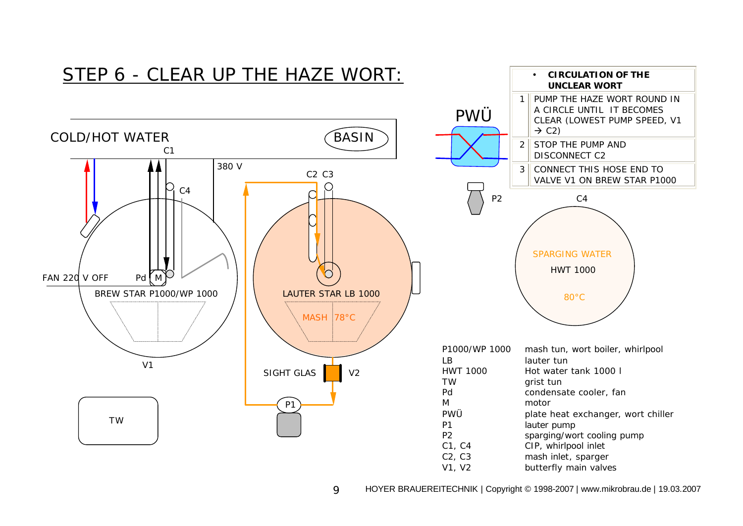# STEP 6 - CLEAR UP THE HAZE WORT:

COLD/HOT WATER

BASIN

C1

380 V

C2 C3

C4

FAN 220 V OFF

Pd M

BREW STAR P1000/WP 1000

V1

LAUTER STAR LB 1000

MASH 78°C

SIGHT GLAS V2

P1

TW

PWÜ

P2

C4

SPARGING WATER

HWT 1000

80°C

| | **CIRCULATION OF THE UNCLEAR WORT** |
|---|---|
| 1 | PUMP THE HAZE WORT ROUND IN A CIRCLE UNTIL IT BECOMES CLEAR (LOWEST PUMP SPEED, V1 → C2) |
| 2 | STOP THE PUMP AND DISCONNECT C2 |
| 3 | CONNECT THIS HOSE END TO VALVE V1 ON BREW STAR P1000 |

| | |
|---|---|
| P1000/WP 1000 | mash tun, wort boiler, whirlpool |
| LB | lauter tun |
| HWT 1000 | Hot water tank 1000 l |
| TW | grist tun |
| Pd | condensate cooler, fan |
| M | motor |
| PWÜ | plate heat exchanger, wort chiller |
| P1 | lauter pump |
| P2 | sparging/wort cooling pump |
| C1, C4 | CIP, whirlpool inlet |
| C2, C3 | mash inlet, sparger |
| V1, V2 | butterfly main valves |

HOYER BRAUEREITECHNIK | Copyright © 1998-2007 | www.mikrobrau.de | 19.03.2007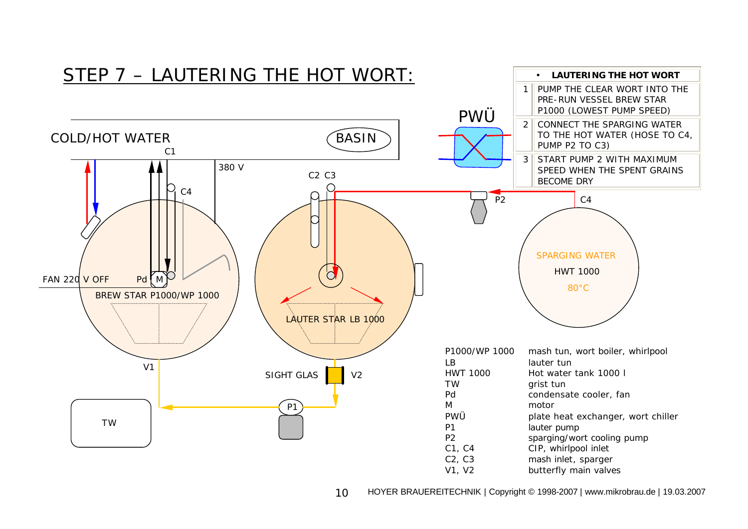# STEP 7 – LAUTERING THE HOT WORT:

| • | LAUTERING THE HOT WORT |
|---|---|
| 1 | PUMP THE CLEAR WORT INTO THE PRE-RUN VESSEL BREW STAR P1000 (LOWEST PUMP SPEED) |
| 2 | CONNECT THE SPARGING WATER TO THE HOT WATER (HOSE TO C4, PUMP P2 TO C3) |
| 3 | START PUMP 2 WITH MAXIMUM SPEED WHEN THE SPENT GRAINS BECOME DRY |

COLD/HOT WATER

BASIN

C1

380 V

C4

C2 C3

PWÜ

P2

C4

FAN 220 V OFF

Pd

M

BREW STAR P1000/WP 1000

LAUTER STAR LB 1000

SPARGING WATER

HWT 1000

80°C

V1

SIGHT GLAS

V2

P1

TW

| | |
|---|---|
| P1000/WP 1000 | mash tun, wort boiler, whirlpool |
| LB | lauter tun |
| HWT 1000 | Hot water tank 1000 l |
| TW | grist tun |
| Pd | condensate cooler, fan |
| M | motor |
| PWÜ | plate heat exchanger, wort chiller |
| P1 | lauter pump |
| P2 | sparging/wort cooling pump |
| C1, C4 | CIP, whirlpool inlet |
| C2, C3 | mash inlet, sparger |
| V1, V2 | butterfly main valves |

HOYER BRAUEREITECHNIK | Copyright © 1998-2007 | www.mikrobrau.de | 19.03.2007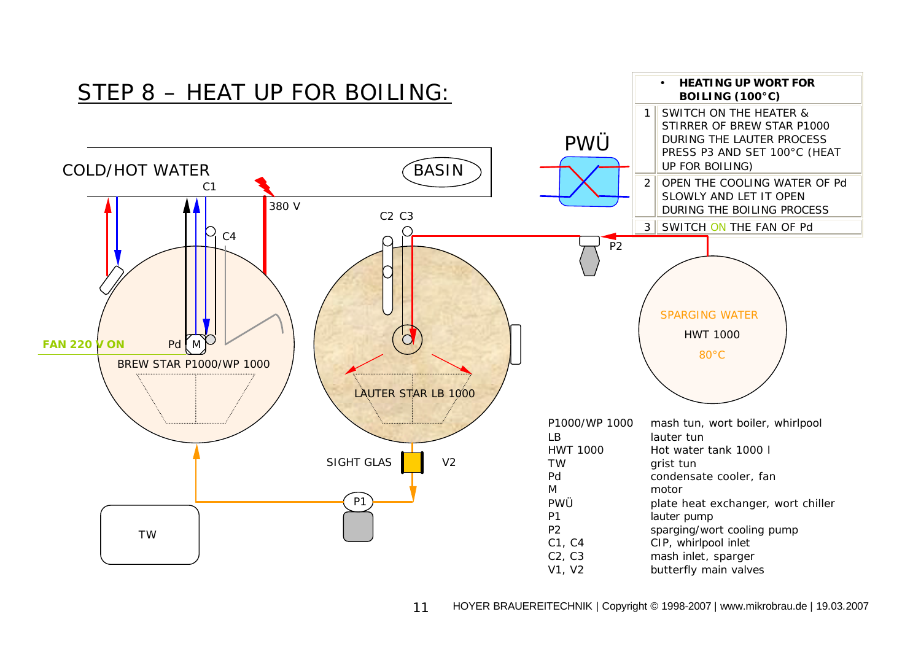# STEP 8 – HEAT UP FOR BOILING:

| | • **HEATING UP WORT FOR BOILING (100°C)** |
|---|---|
| 1 | SWITCH ON THE HEATER & STIRRER OF BREW STAR P1000 DURING THE LAUTER PROCESS PRESS P3 AND SET 100°C (HEAT UP FOR BOILING) |
| 2 | OPEN THE COOLING WATER OF Pd SLOWLY AND LET IT OPEN DURING THE BOILING PROCESS |
| 3 | SWITCH ON THE FAN OF Pd |

PWÜ

COLD/HOT WATER

BASIN

C1

380 V

C2 C3

C4

P2

FAN 220 V ON

Pd

M

BREW STAR P1000/WP 1000

LAUTER STAR LB 1000

SPARGING WATER

HWT 1000

80°C

SIGHT GLAS

V2

P1

TW

| | |
|---|---|
| P1000/WP 1000 | mash tun, wort boiler, whirlpool |
| LB | lauter tun |
| HWT 1000 | Hot water tank 1000 l |
| TW | grist tun |
| Pd | condensate cooler, fan |
| M | motor |
| PWÜ | plate heat exchanger, wort chiller |
| P1 | lauter pump |
| P2 | sparging/wort cooling pump |
| C1, C4 | CIP, whirlpool inlet |
| C2, C3 | mash inlet, sparger |
| V1, V2 | butterfly main valves |

HOYER BRAUEREITECHNIK | Copyright © 1998-2007 | www.mikrobrau.de | 19.03.2007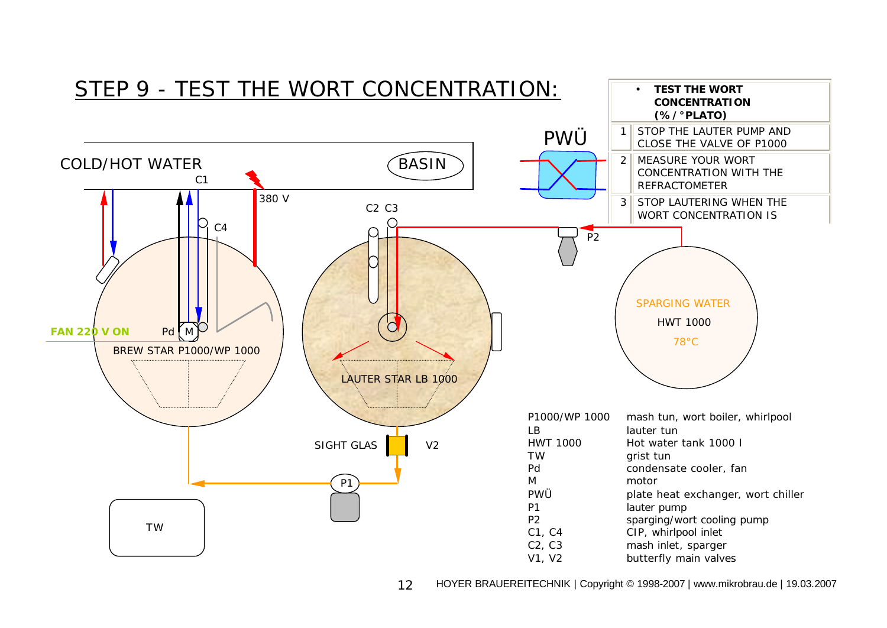# STEP 9 - TEST THE WORT CONCENTRATION:

- **TEST THE WORT CONCENTRATION (% / °PLATO)**

| | |
|---|---|
| 1 | STOP THE LAUTER PUMP AND CLOSE THE VALVE OF P1000 |
| 2 | MEASURE YOUR WORT CONCENTRATION WITH THE REFRACTOMETER |
| 3 | STOP LAUTERING WHEN THE WORT CONCENTRATION IS |

COLD/HOT WATER

BASIN

C1

380 V

C4

C2 C3

PWÜ

P2

FAN 220 V ON

Pd M

BREW STAR P1000/WP 1000

LAUTER STAR LB 1000

SPARGING WATER

HWT 1000

78°C

SIGHT GLAS

V2

P1

TW

| | |
|---|---|
| P1000/WP 1000 | mash tun, wort boiler, whirlpool |
| LB | lauter tun |
| HWT 1000 | Hot water tank 1000 l |
| TW | grist tun |
| Pd | condensate cooler, fan |
| M | motor |
| PWÜ | plate heat exchanger, wort chiller |
| P1 | lauter pump |
| P2 | sparging/wort cooling pump |
| C1, C4 | CIP, whirlpool inlet |
| C2, C3 | mash inlet, sparger |
| V1, V2 | butterfly main valves |

HOYER BRAUEREITECHNIK | Copyright © 1998-2007 | www.mikrobrau.de | 19.03.2007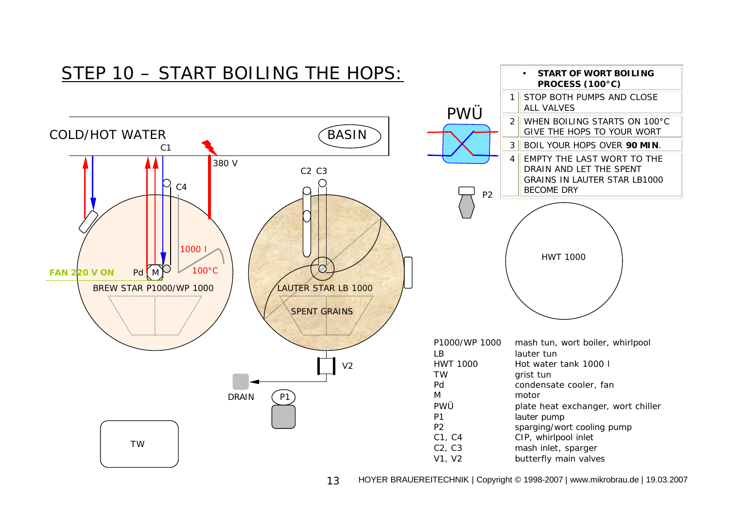# STEP 10 – START BOILING THE HOPS:

| | • **START OF WORT BOILING PROCESS (100°C)** |
|---|---|
| 1 | STOP BOTH PUMPS AND CLOSE ALL VALVES |
| 2 | WHEN BOILING STARTS ON 100°C GIVE THE HOPS TO YOUR WORT |
| 3 | BOIL YOUR HOPS OVER **90 MIN**. |
| 4 | EMPTY THE LAST WORT TO THE DRAIN AND LET THE SPENT GRAINS IN LAUTER STAR LB1000 BECOME DRY |

COLD/HOT WATER — BASIN — C1 — 380 V — C4 — C2 C3 — PWÜ — P2

FAN 220 V ON — Pd — M — 1000 l — 100°C — BREW STAR P1000/WP 1000

LAUTER STAR LB 1000 — SPENT GRAINS — HWT 1000

V2 — DRAIN — P1 — TW

| | |
|---|---|
| P1000/WP 1000 | mash tun, wort boiler, whirlpool |
| LB | lauter tun |
| HWT 1000 | Hot water tank 1000 l |
| TW | grist tun |
| Pd | condensate cooler, fan |
| M | motor |
| PWÜ | plate heat exchanger, wort chiller |
| P1 | lauter pump |
| P2 | sparging/wort cooling pump |
| C1, C4 | CIP, whirlpool inlet |
| C2, C3 | mash inlet, sparger |
| V1, V2 | butterfly main valves |

HOYER BRAUEREITECHNIK | Copyright © 1998-2007 | www.mikrobrau.de | 19.03.2007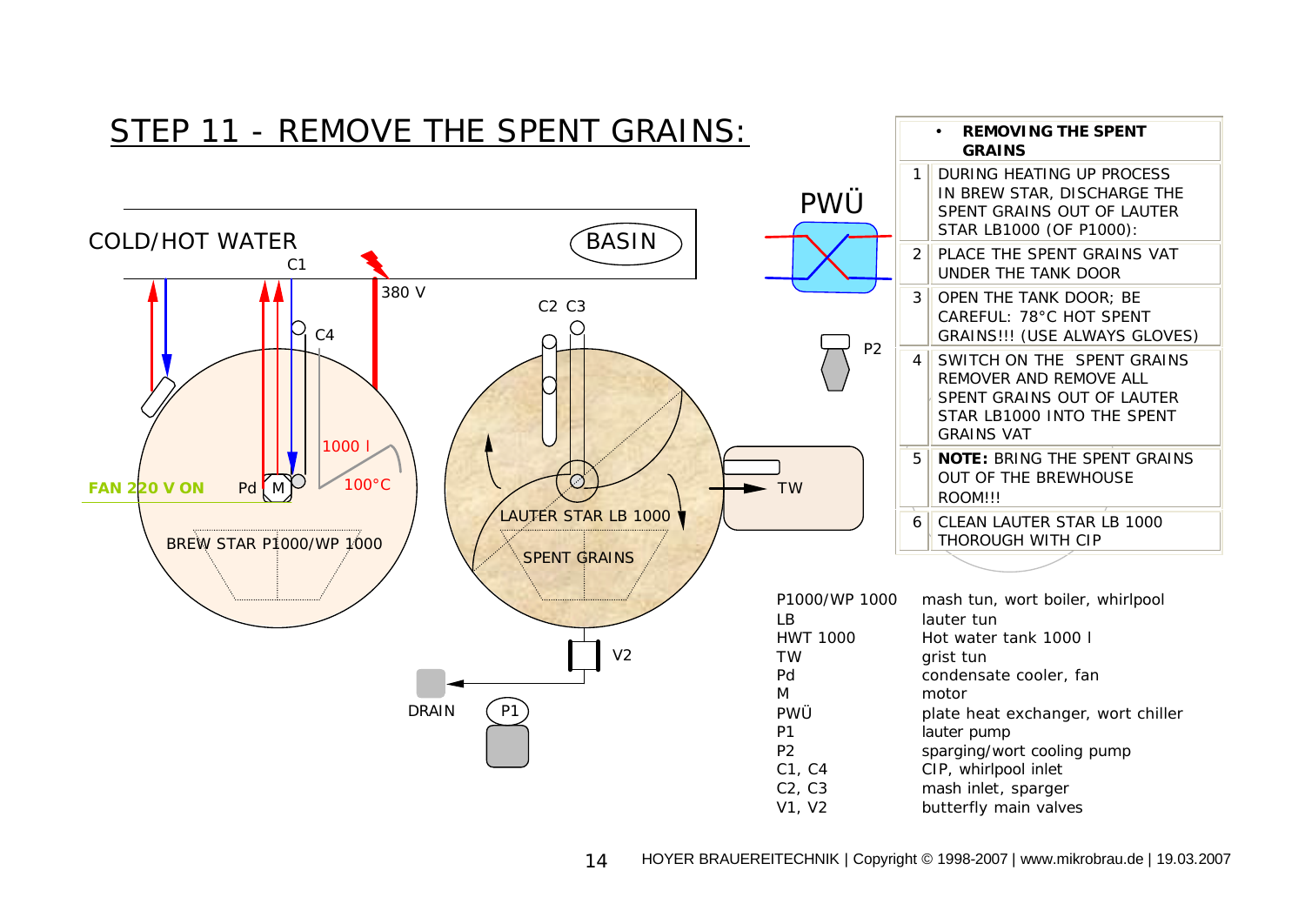# STEP 11 - REMOVE THE SPENT GRAINS:

COLD/HOT WATER

BASIN

C1

380 V

C4

C2 C3

PWÜ

P2

1000 l

100°C

FAN 220 V ON

Pd

M

TW

LAUTER STAR LB 1000

SPENT GRAINS

BREW STAR P1000/WP 1000

V2

DRAIN

P1

| | • **REMOVING THE SPENT GRAINS** |
|---|---|
| 1 | DURING HEATING UP PROCESS IN BREW STAR, DISCHARGE THE SPENT GRAINS OUT OF LAUTER STAR LB1000 (OF P1000): |
| 2 | PLACE THE SPENT GRAINS VAT UNDER THE TANK DOOR |
| 3 | OPEN THE TANK DOOR; BE CAREFUL: 78°C HOT SPENT GRAINS!!! (USE ALWAYS GLOVES) |
| 4 | SWITCH ON THE SPENT GRAINS REMOVER AND REMOVE ALL SPENT GRAINS OUT OF LAUTER STAR LB1000 INTO THE SPENT GRAINS VAT |
| 5 | **NOTE:** BRING THE SPENT GRAINS OUT OF THE BREWHOUSE ROOM!!! |
| 6 | CLEAN LAUTER STAR LB 1000 THOROUGH WITH CIP |

| | |
|---|---|
| P1000/WP 1000 | mash tun, wort boiler, whirlpool |
| LB | lauter tun |
| HWT 1000 | Hot water tank 1000 l |
| TW | grist tun |
| Pd | condensate cooler, fan |
| M | motor |
| PWÜ | plate heat exchanger, wort chiller |
| P1 | lauter pump |
| P2 | sparging/wort cooling pump |
| C1, C4 | CIP, whirlpool inlet |
| C2, C3 | mash inlet, sparger |
| V1, V2 | butterfly main valves |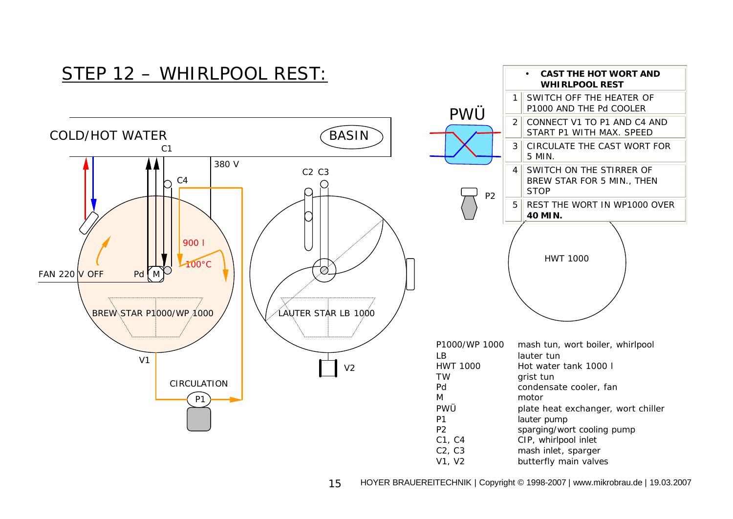# STEP 12 – WHIRLPOOL REST:

| | • **CAST THE HOT WORT AND WHIRLPOOL REST** |
|---|---|
| 1 | SWITCH OFF THE HEATER OF P1000 AND THE Pd COOLER |
| 2 | CONNECT V1 TO P1 AND C4 AND START P1 WITH MAX. SPEED |
| 3 | CIRCULATE THE CAST WORT FOR 5 MIN. |
| 4 | SWITCH ON THE STIRRER OF BREW STAR FOR 5 MIN., THEN STOP |
| 5 | REST THE WORT IN WP1000 OVER **40 MIN.** |

COLD/HOT WATER, BASIN, C1, C4, 380 V, C2 C3, PWÜ, P2, 900 l, 100°C, FAN 220 V OFF, Pd, M, BREW STAR P1000/WP 1000, LAUTER STAR LB 1000, HWT 1000, V1, V2, CIRCULATION, P1

| | |
|---|---|
| P1000/WP 1000 | mash tun, wort boiler, whirlpool |
| LB | lauter tun |
| HWT 1000 | Hot water tank 1000 l |
| TW | grist tun |
| Pd | condensate cooler, fan |
| M | motor |
| PWÜ | plate heat exchanger, wort chiller |
| P1 | lauter pump |
| P2 | sparging/wort cooling pump |
| C1, C4 | CIP, whirlpool inlet |
| C2, C3 | mash inlet, sparger |
| V1, V2 | butterfly main valves |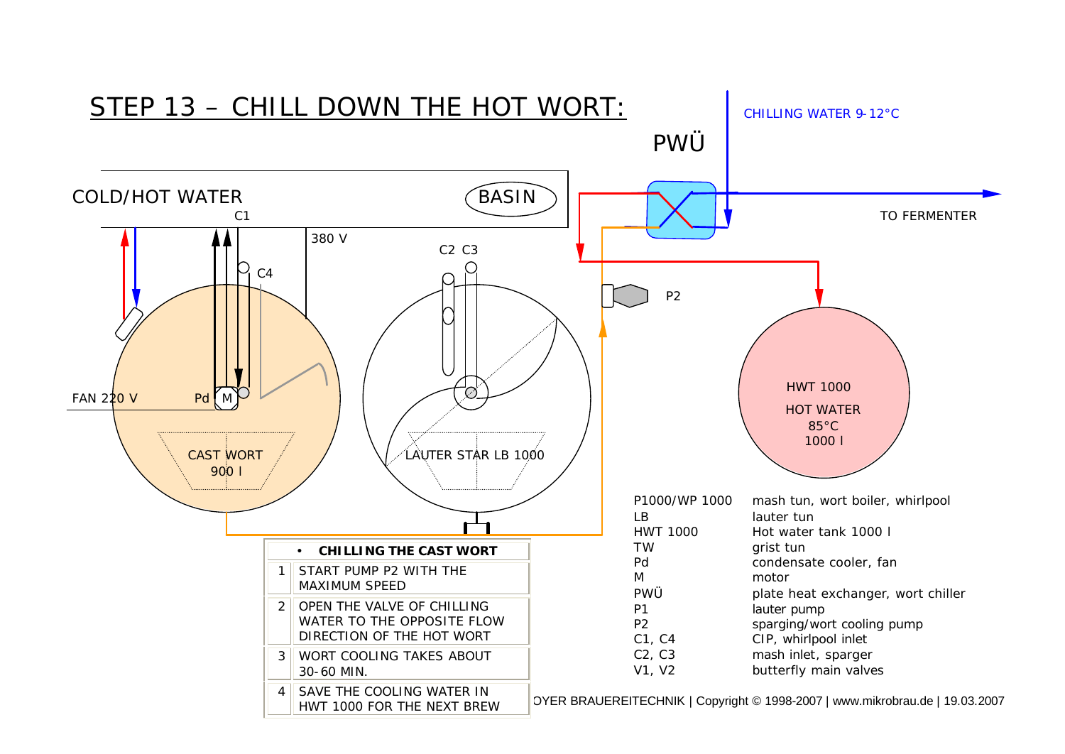# STEP 13 – CHILL DOWN THE HOT WORT:

COLD/HOT WATER

BASIN

C1

380 V

C4

C2 C3

PWÜ

CHILLING WATER 9-12°C

TO FERMENTER

P2

FAN 220 V

Pd

M

CAST WORT
900 l

LAUTER STAR LB 1000

HWT 1000
HOT WATER
85°C
1000 l

| | **CHILLING THE CAST WORT** |
|---|---|
| 1 | START PUMP P2 WITH THE MAXIMUM SPEED |
| 2 | OPEN THE VALVE OF CHILLING WATER TO THE OPPOSITE FLOW DIRECTION OF THE HOT WORT |
| 3 | WORT COOLING TAKES ABOUT 30-60 MIN. |
| 4 | SAVE THE COOLING WATER IN HWT 1000 FOR THE NEXT BREW |

| | |
|---|---|
| P1000/WP 1000 | mash tun, wort boiler, whirlpool |
| LB | lauter tun |
| HWT 1000 | Hot water tank 1000 l |
| TW | grist tun |
| Pd | condensate cooler, fan |
| M | motor |
| PWÜ | plate heat exchanger, wort chiller |
| P1 | lauter pump |
| P2 | sparging/wort cooling pump |
| C1, C4 | CIP, whirlpool inlet |
| C2, C3 | mash inlet, sparger |
| V1, V2 | butterfly main valves |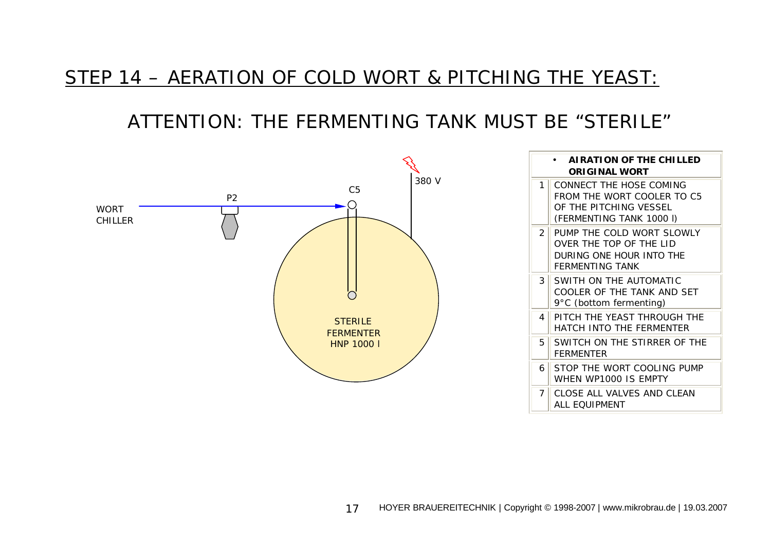# STEP 14 – AERATION OF COLD WORT & PITCHING THE YEAST:

## ATTENTION: THE FERMENTING TANK MUST BE "STERILE"

WORT CHILLER

P2

C5

380 V

STERILE FERMENTER HNP 1000 l

| | • **AIRATION OF THE CHILLED ORIGINAL WORT** |
|---|---|
| 1 | CONNECT THE HOSE COMING FROM THE WORT COOLER TO C5 OF THE PITCHING VESSEL (FERMENTING TANK 1000 l) |
| 2 | PUMP THE COLD WORT SLOWLY OVER THE TOP OF THE LID DURING ONE HOUR INTO THE FERMENTING TANK |
| 3 | SWITH ON THE AUTOMATIC COOLER OF THE TANK AND SET 9°C (bottom fermenting) |
| 4 | PITCH THE YEAST THROUGH THE HATCH INTO THE FERMENTER |
| 5 | SWITCH ON THE STIRRER OF THE FERMENTER |
| 6 | STOP THE WORT COOLING PUMP WHEN WP1000 IS EMPTY |
| 7 | CLOSE ALL VALVES AND CLEAN ALL EQUIPMENT |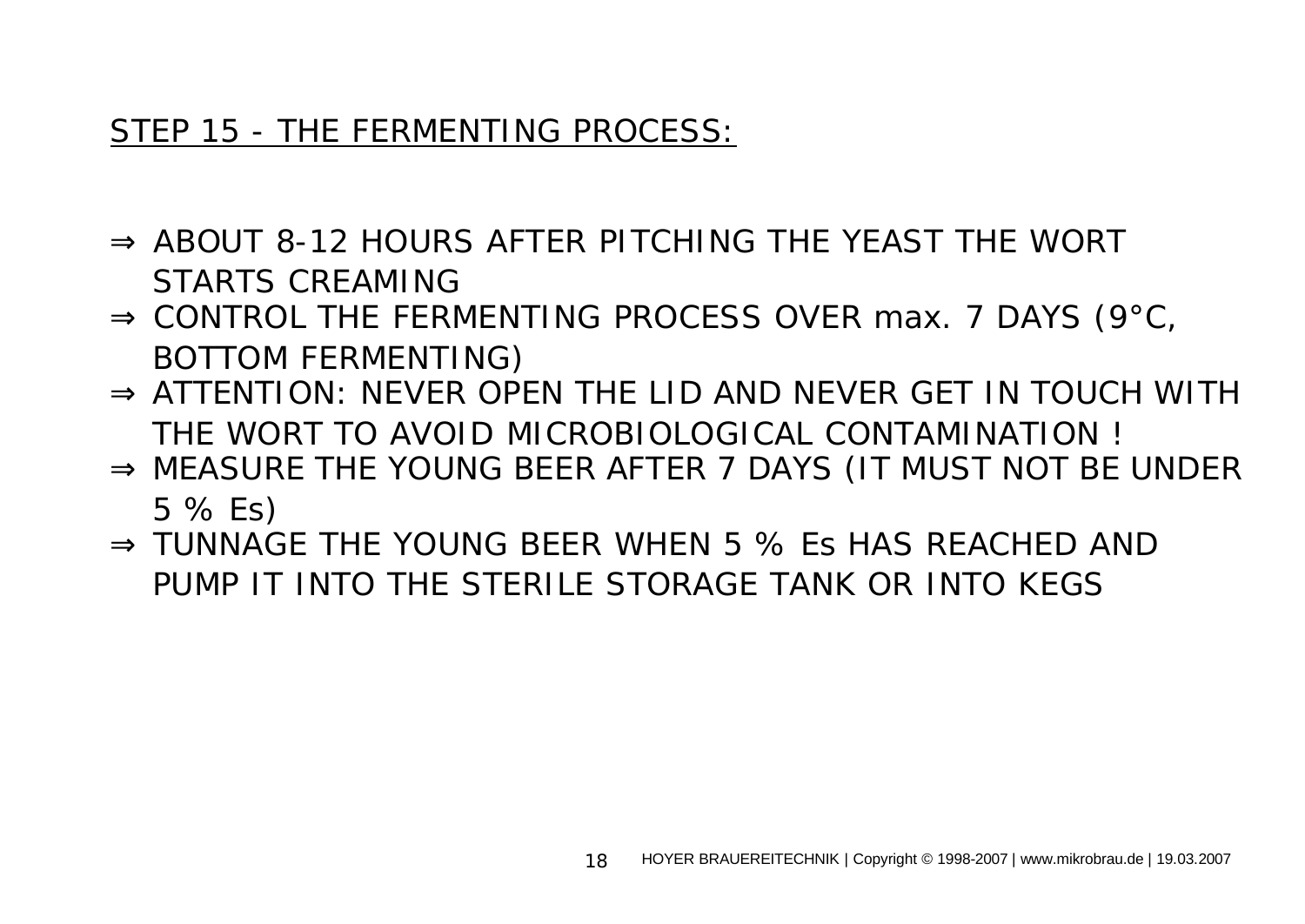## STEP 15 - THE FERMENTING PROCESS:

- ⇒ ABOUT 8-12 HOURS AFTER PITCHING THE YEAST THE WORT STARTS CREAMING
- ⇒ CONTROL THE FERMENTING PROCESS OVER max. 7 DAYS (9°C, BOTTOM FERMENTING)
- ⇒ ATTENTION: NEVER OPEN THE LID AND NEVER GET IN TOUCH WITH THE WORT TO AVOID MICROBIOLOGICAL CONTAMINATION !
- ⇒ MEASURE THE YOUNG BEER AFTER 7 DAYS (IT MUST NOT BE UNDER 5 % Es)
- ⇒ TUNNAGE THE YOUNG BEER WHEN 5 % Es HAS REACHED AND PUMP IT INTO THE STERILE STORAGE TANK OR INTO KEGS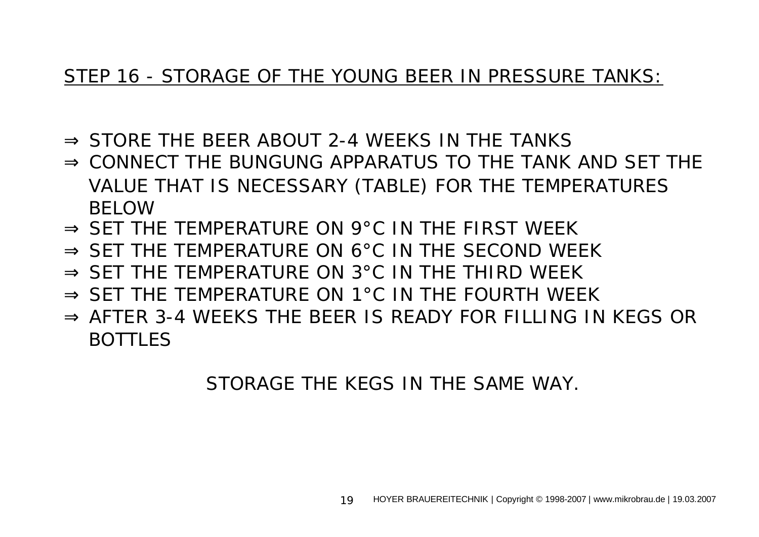## STEP 16 - STORAGE OF THE YOUNG BEER IN PRESSURE TANKS:

- ⇒ STORE THE BEER ABOUT 2-4 WEEKS IN THE TANKS
- ⇒ CONNECT THE BUNGUNG APPARATUS TO THE TANK AND SET THE VALUE THAT IS NECESSARY (TABLE) FOR THE TEMPERATURES BELOW
- ⇒ SET THE TEMPERATURE ON 9°C IN THE FIRST WEEK
- ⇒ SET THE TEMPERATURE ON 6°C IN THE SECOND WEEK
- ⇒ SET THE TEMPERATURE ON 3°C IN THE THIRD WEEK
- ⇒ SET THE TEMPERATURE ON 1°C IN THE FOURTH WEEK
- ⇒ AFTER 3-4 WEEKS THE BEER IS READY FOR FILLING IN KEGS OR BOTTLES

STORAGE THE KEGS IN THE SAME WAY.